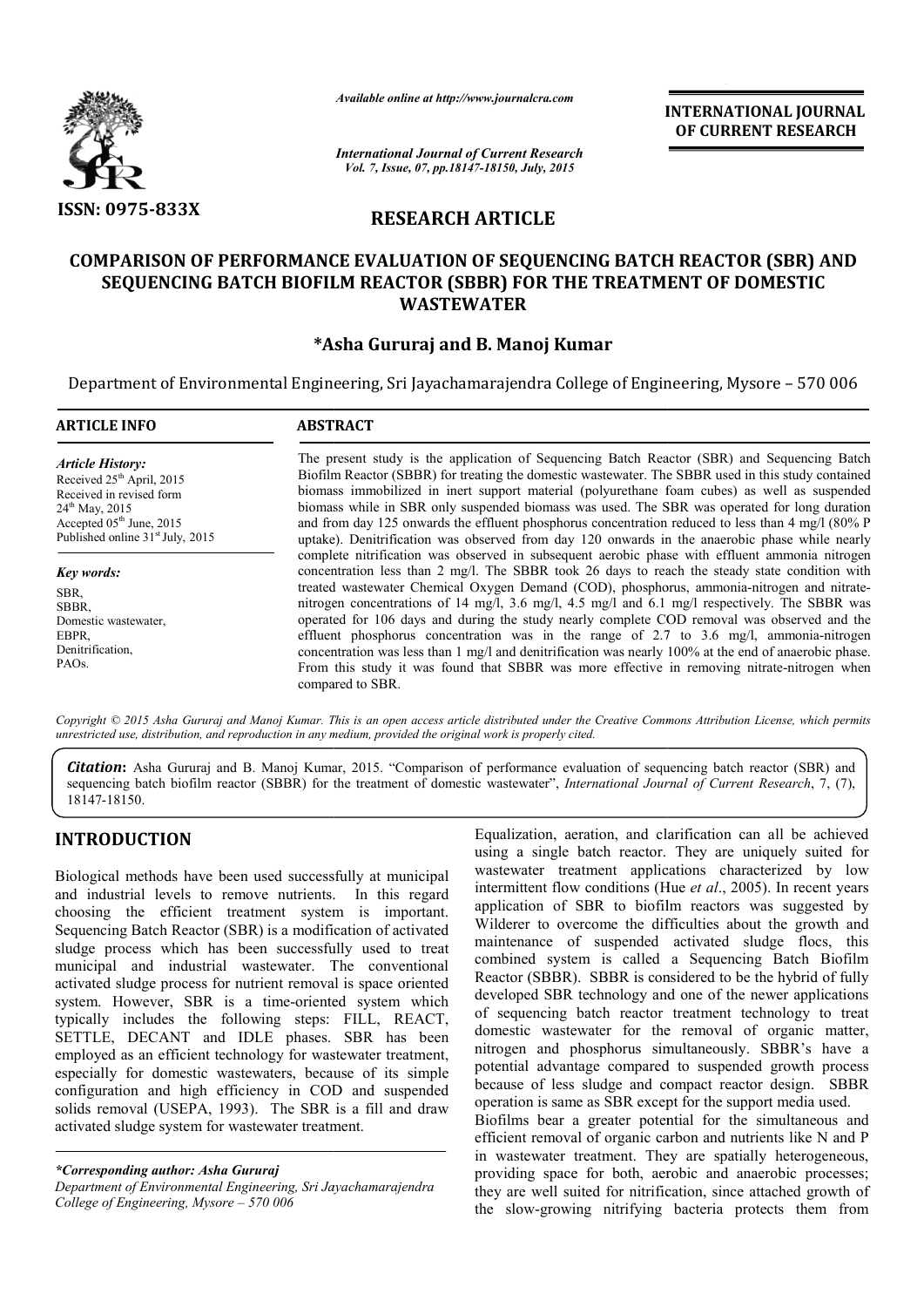*Available online at http://www.journalcra.com*

*International Journal of Current Research*
*Vol. 7, Issue, 07, pp.18147-18150, July, 2015*

**INTERNATIONAL JOURNAL OF CURRENT RESEARCH**

**ISSN: 0975-833X**

## RESEARCH ARTICLE

# COMPARISON OF PERFORMANCE EVALUATION OF SEQUENCING BATCH REACTOR (SBR) AND SEQUENCING BATCH BIOFILM REACTOR (SBBR) FOR THE TREATMENT OF DOMESTIC WASTEWATER

**\*Asha Gururaj and B. Manoj Kumar**

Department of Environmental Engineering, Sri Jayachamarajendra College of Engineering, Mysore – 570 006

### ARTICLE INFO

*Article History:*
Received 25th April, 2015
Received in revised form 24th May, 2015
Accepted 05th June, 2015
Published online 31st July, 2015

*Key words:*
SBR,
SBBR,
Domestic wastewater,
EBPR,
Denitrification,
PAOs.

### ABSTRACT

The present study is the application of Sequencing Batch Reactor (SBR) and Sequencing Batch Biofilm Reactor (SBBR) for treating the domestic wastewater. The SBBR used in this study contained biomass immobilized in inert support material (polyurethane foam cubes) as well as suspended biomass while in SBR only suspended biomass was used. The SBR was operated for long duration and from day 125 onwards the effluent phosphorus concentration reduced to less than 4 mg/l (80% P uptake). Denitrification was observed from day 120 onwards in the anaerobic phase while nearly complete nitrification was observed in subsequent aerobic phase with effluent ammonia nitrogen concentration less than 2 mg/l. The SBBR took 26 days to reach the steady state condition with treated wastewater Chemical Oxygen Demand (COD), phosphorus, ammonia-nitrogen and nitrate-nitrogen concentrations of 14 mg/l, 3.6 mg/l, 4.5 mg/l and 6.1 mg/l respectively. The SBBR was operated for 106 days and during the study nearly complete COD removal was observed and the effluent phosphorus concentration was in the range of 2.7 to 3.6 mg/l, ammonia-nitrogen concentration was less than 1 mg/l and denitrification was nearly 100% at the end of anaerobic phase. From this study it was found that SBBR was more effective in removing nitrate-nitrogen when compared to SBR.

*Copyright © 2015 Asha Gururaj and Manoj Kumar. This is an open access article distributed under the Creative Commons Attribution License, which permits unrestricted use, distribution, and reproduction in any medium, provided the original work is properly cited.*

***Citation*****:** Asha Gururaj and B. Manoj Kumar, 2015. "Comparison of performance evaluation of sequencing batch reactor (SBR) and sequencing batch biofilm reactor (SBBR) for the treatment of domestic wastewater", *International Journal of Current Research*, 7, (7), 18147-18150.

## INTRODUCTION

Biological methods have been used successfully at municipal and industrial levels to remove nutrients. In this regard choosing the efficient treatment system is important. Sequencing Batch Reactor (SBR) is a modification of activated sludge process which has been successfully used to treat municipal and industrial wastewater. The conventional activated sludge process for nutrient removal is space oriented system. However, SBR is a time-oriented system which typically includes the following steps: FILL, REACT, SETTLE, DECANT and IDLE phases. SBR has been employed as an efficient technology for wastewater treatment, especially for domestic wastewaters, because of its simple configuration and high efficiency in COD and suspended solids removal (USEPA, 1993). The SBR is a fill and draw activated sludge system for wastewater treatment.

*\*Corresponding author: Asha Gururaj*
*Department of Environmental Engineering, Sri Jayachamarajendra College of Engineering, Mysore – 570 006*

Equalization, aeration, and clarification can all be achieved using a single batch reactor. They are uniquely suited for wastewater treatment applications characterized by low intermittent flow conditions (Hue *et al*., 2005). In recent years application of SBR to biofilm reactors was suggested by Wilderer to overcome the difficulties about the growth and maintenance of suspended activated sludge flocs, this combined system is called a Sequencing Batch Biofilm Reactor (SBBR). SBBR is considered to be the hybrid of fully developed SBR technology and one of the newer applications of sequencing batch reactor treatment technology to treat domestic wastewater for the removal of organic matter, nitrogen and phosphorus simultaneously. SBBR's have a potential advantage compared to suspended growth process because of less sludge and compact reactor design. SBBR operation is same as SBR except for the support media used.

Biofilms bear a greater potential for the simultaneous and efficient removal of organic carbon and nutrients like N and P in wastewater treatment. They are spatially heterogeneous, providing space for both, aerobic and anaerobic processes; they are well suited for nitrification, since attached growth of the slow-growing nitrifying bacteria protects them from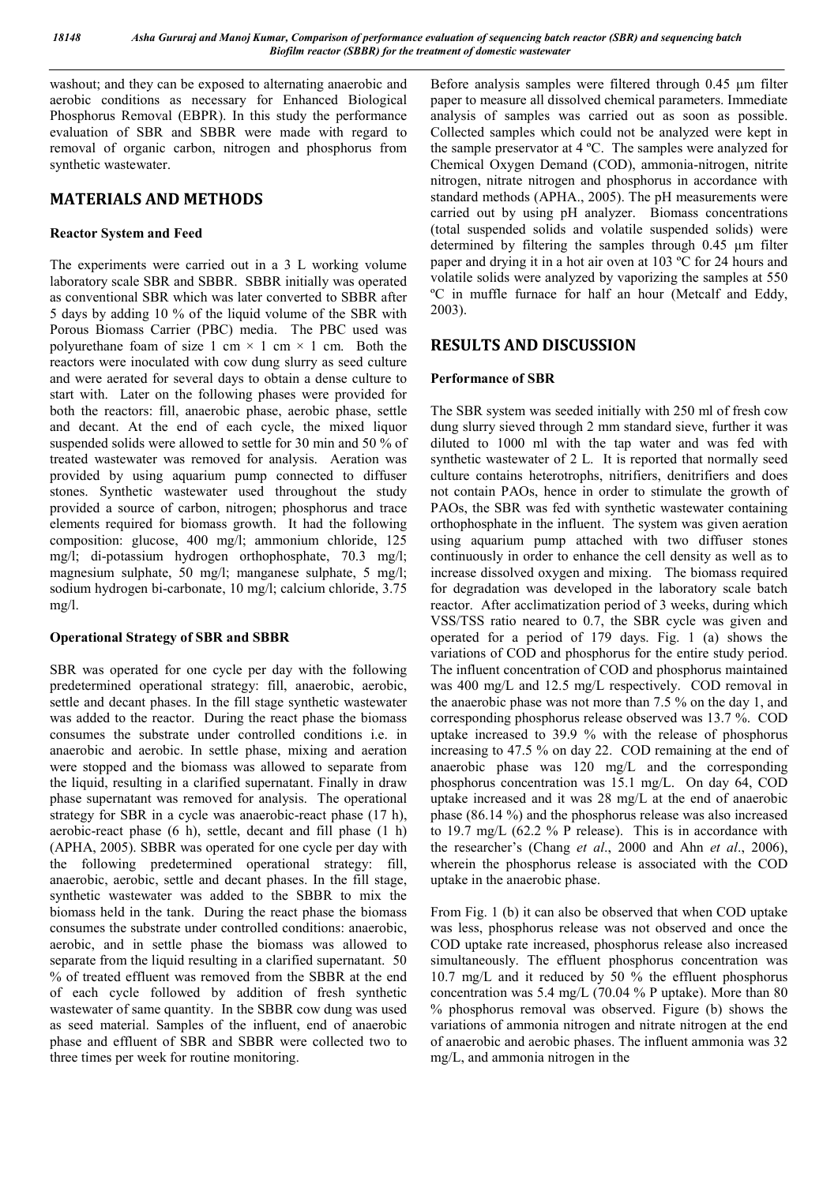washout; and they can be exposed to alternating anaerobic and aerobic conditions as necessary for Enhanced Biological Phosphorus Removal (EBPR). In this study the performance evaluation of SBR and SBBR were made with regard to removal of organic carbon, nitrogen and phosphorus from synthetic wastewater.

## MATERIALS AND METHODS

### Reactor System and Feed

The experiments were carried out in a 3 L working volume laboratory scale SBR and SBBR. SBBR initially was operated as conventional SBR which was later converted to SBBR after 5 days by adding 10 % of the liquid volume of the SBR with Porous Biomass Carrier (PBC) media. The PBC used was polyurethane foam of size 1 cm × 1 cm × 1 cm. Both the reactors were inoculated with cow dung slurry as seed culture and were aerated for several days to obtain a dense culture to start with. Later on the following phases were provided for both the reactors: fill, anaerobic phase, aerobic phase, settle and decant. At the end of each cycle, the mixed liquor suspended solids were allowed to settle for 30 min and 50 % of treated wastewater was removed for analysis. Aeration was provided by using aquarium pump connected to diffuser stones. Synthetic wastewater used throughout the study provided a source of carbon, nitrogen; phosphorus and trace elements required for biomass growth. It had the following composition: glucose, 400 mg/l; ammonium chloride, 125 mg/l; di-potassium hydrogen orthophosphate, 70.3 mg/l; magnesium sulphate, 50 mg/l; manganese sulphate, 5 mg/l; sodium hydrogen bi-carbonate, 10 mg/l; calcium chloride, 3.75 mg/l.

### Operational Strategy of SBR and SBBR

SBR was operated for one cycle per day with the following predetermined operational strategy: fill, anaerobic, aerobic, settle and decant phases. In the fill stage synthetic wastewater was added to the reactor. During the react phase the biomass consumes the substrate under controlled conditions i.e. in anaerobic and aerobic. In settle phase, mixing and aeration were stopped and the biomass was allowed to separate from the liquid, resulting in a clarified supernatant. Finally in draw phase supernatant was removed for analysis. The operational strategy for SBR in a cycle was anaerobic-react phase (17 h), aerobic-react phase (6 h), settle, decant and fill phase (1 h) (APHA, 2005). SBBR was operated for one cycle per day with the following predetermined operational strategy: fill, anaerobic, aerobic, settle and decant phases. In the fill stage, synthetic wastewater was added to the SBBR to mix the biomass held in the tank. During the react phase the biomass consumes the substrate under controlled conditions: anaerobic, aerobic, and in settle phase the biomass was allowed to separate from the liquid resulting in a clarified supernatant. 50 % of treated effluent was removed from the SBBR at the end of each cycle followed by addition of fresh synthetic wastewater of same quantity. In the SBBR cow dung was used as seed material. Samples of the influent, end of anaerobic phase and effluent of SBR and SBBR were collected two to three times per week for routine monitoring.

Before analysis samples were filtered through 0.45 µm filter paper to measure all dissolved chemical parameters. Immediate analysis of samples was carried out as soon as possible. Collected samples which could not be analyzed were kept in the sample preservator at 4 ºC. The samples were analyzed for Chemical Oxygen Demand (COD), ammonia-nitrogen, nitrite nitrogen, nitrate nitrogen and phosphorus in accordance with standard methods (APHA., 2005). The pH measurements were carried out by using pH analyzer. Biomass concentrations (total suspended solids and volatile suspended solids) were determined by filtering the samples through 0.45 µm filter paper and drying it in a hot air oven at 103 ºC for 24 hours and volatile solids were analyzed by vaporizing the samples at 550 ºC in muffle furnace for half an hour (Metcalf and Eddy, 2003).

## RESULTS AND DISCUSSION

### Performance of SBR

The SBR system was seeded initially with 250 ml of fresh cow dung slurry sieved through 2 mm standard sieve, further it was diluted to 1000 ml with the tap water and was fed with synthetic wastewater of 2 L. It is reported that normally seed culture contains heterotrophs, nitrifiers, denitrifiers and does not contain PAOs, hence in order to stimulate the growth of PAOs, the SBR was fed with synthetic wastewater containing orthophosphate in the influent. The system was given aeration using aquarium pump attached with two diffuser stones continuously in order to enhance the cell density as well as to increase dissolved oxygen and mixing. The biomass required for degradation was developed in the laboratory scale batch reactor. After acclimatization period of 3 weeks, during which VSS/TSS ratio neared to 0.7, the SBR cycle was given and operated for a period of 179 days. Fig. 1 (a) shows the variations of COD and phosphorus for the entire study period. The influent concentration of COD and phosphorus maintained was 400 mg/L and 12.5 mg/L respectively. COD removal in the anaerobic phase was not more than 7.5 % on the day 1, and corresponding phosphorus release observed was 13.7 %. COD uptake increased to 39.9 % with the release of phosphorus increasing to 47.5 % on day 22. COD remaining at the end of anaerobic phase was 120 mg/L and the corresponding phosphorus concentration was 15.1 mg/L. On day 64, COD uptake increased and it was 28 mg/L at the end of anaerobic phase (86.14 %) and the phosphorus release was also increased to 19.7 mg/L (62.2 % P release). This is in accordance with the researcher's (Chang *et al*., 2000 and Ahn *et al*., 2006), wherein the phosphorus release is associated with the COD uptake in the anaerobic phase.

From Fig. 1 (b) it can also be observed that when COD uptake was less, phosphorus release was not observed and once the COD uptake rate increased, phosphorus release also increased simultaneously. The effluent phosphorus concentration was 10.7 mg/L and it reduced by 50 % the effluent phosphorus concentration was 5.4 mg/L (70.04 % P uptake). More than 80 % phosphorus removal was observed. Figure (b) shows the variations of ammonia nitrogen and nitrate nitrogen at the end of anaerobic and aerobic phases. The influent ammonia was 32 mg/L, and ammonia nitrogen in the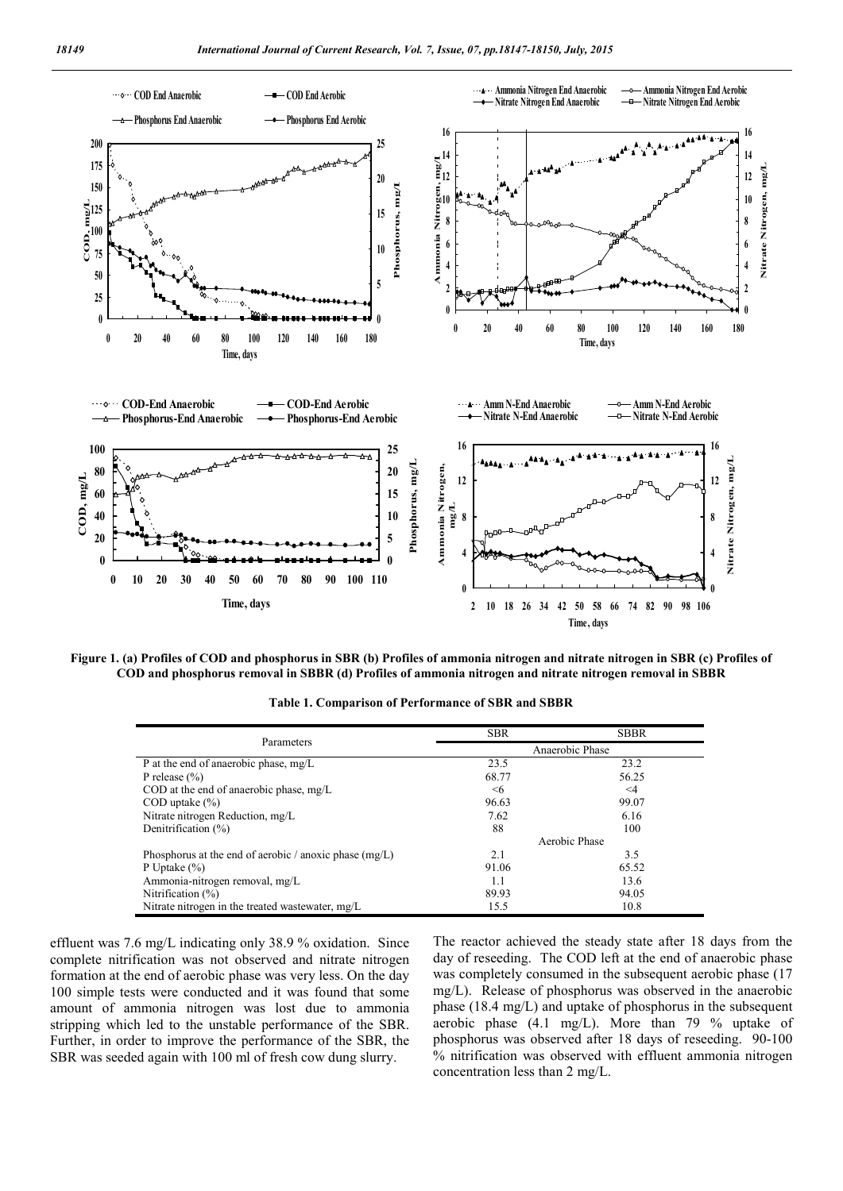Figure 1. (a) Profiles of COD and phosphorus in SBR (b) Profiles of ammonia nitrogen and nitrate nitrogen in SBR (c) Profiles of COD and phosphorus removal in SBBR (d) Profiles of ammonia nitrogen and nitrate nitrogen removal in SBBR

Table 1. Comparison of Performance of SBR and SBBR

| Parameters | SBR | SBBR |
|---|---|---|
| | Anaerobic Phase | |
| P at the end of anaerobic phase, mg/L | 23.5 | 23.2 |
| P release (%) | 68.77 | 56.25 |
| COD at the end of anaerobic phase, mg/L | <6 | <4 |
| COD uptake (%) | 96.63 | 99.07 |
| Nitrate nitrogen Reduction, mg/L | 7.62 | 6.16 |
| Denitrification (%) | 88 | 100 |
| | Aerobic Phase | |
| Phosphorus at the end of aerobic / anoxic phase (mg/L) | 2.1 | 3.5 |
| P Uptake (%) | 91.06 | 65.52 |
| Ammonia-nitrogen removal, mg/L | 1.1 | 13.6 |
| Nitrification (%) | 89.93 | 94.05 |
| Nitrate nitrogen in the treated wastewater, mg/L | 15.5 | 10.8 |

effluent was 7.6 mg/L indicating only 38.9 % oxidation. Since complete nitrification was not observed and nitrate nitrogen formation at the end of aerobic phase was very less. On the day 100 simple tests were conducted and it was found that some amount of ammonia nitrogen was lost due to ammonia stripping which led to the unstable performance of the SBR. Further, in order to improve the performance of the SBR, the SBR was seeded again with 100 ml of fresh cow dung slurry.

The reactor achieved the steady state after 18 days from the day of reseeding. The COD left at the end of anaerobic phase was completely consumed in the subsequent aerobic phase (17 mg/L). Release of phosphorus was observed in the anaerobic phase (18.4 mg/L) and uptake of phosphorus in the subsequent aerobic phase (4.1 mg/L). More than 79 % uptake of phosphorus was observed after 18 days of reseeding. 90-100 % nitrification was observed with effluent ammonia nitrogen concentration less than 2 mg/L.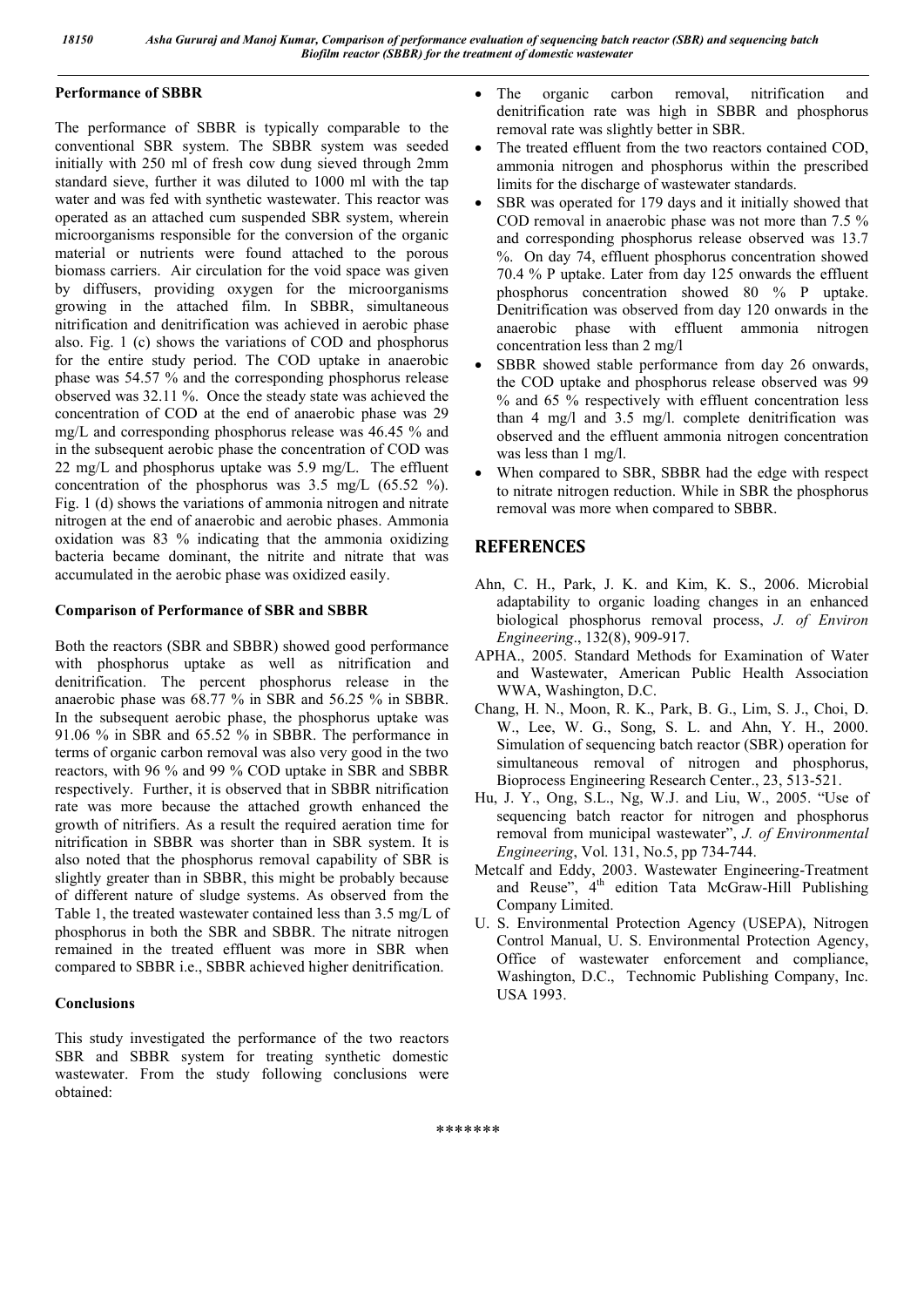**Performance of SBBR**

The performance of SBBR is typically comparable to the conventional SBR system. The SBBR system was seeded initially with 250 ml of fresh cow dung sieved through 2mm standard sieve, further it was diluted to 1000 ml with the tap water and was fed with synthetic wastewater. This reactor was operated as an attached cum suspended SBR system, wherein microorganisms responsible for the conversion of the organic material or nutrients were found attached to the porous biomass carriers. Air circulation for the void space was given by diffusers, providing oxygen for the microorganisms growing in the attached film. In SBBR, simultaneous nitrification and denitrification was achieved in aerobic phase also. Fig. 1 (c) shows the variations of COD and phosphorus for the entire study period. The COD uptake in anaerobic phase was 54.57 % and the corresponding phosphorus release observed was 32.11 %. Once the steady state was achieved the concentration of COD at the end of anaerobic phase was 29 mg/L and corresponding phosphorus release was 46.45 % and in the subsequent aerobic phase the concentration of COD was 22 mg/L and phosphorus uptake was 5.9 mg/L. The effluent concentration of the phosphorus was 3.5 mg/L (65.52 %). Fig. 1 (d) shows the variations of ammonia nitrogen and nitrate nitrogen at the end of anaerobic and aerobic phases. Ammonia oxidation was 83 % indicating that the ammonia oxidizing bacteria became dominant, the nitrite and nitrate that was accumulated in the aerobic phase was oxidized easily.

**Comparison of Performance of SBR and SBBR**

Both the reactors (SBR and SBBR) showed good performance with phosphorus uptake as well as nitrification and denitrification. The percent phosphorus release in the anaerobic phase was 68.77 % in SBR and 56.25 % in SBBR. In the subsequent aerobic phase, the phosphorus uptake was 91.06 % in SBR and 65.52 % in SBBR. The performance in terms of organic carbon removal was also very good in the two reactors, with 96 % and 99 % COD uptake in SBR and SBBR respectively. Further, it is observed that in SBBR nitrification rate was more because the attached growth enhanced the growth of nitrifiers. As a result the required aeration time for nitrification in SBBR was shorter than in SBR system. It is also noted that the phosphorus removal capability of SBR is slightly greater than in SBBR, this might be probably because of different nature of sludge systems. As observed from the Table 1, the treated wastewater contained less than 3.5 mg/L of phosphorus in both the SBR and SBBR. The nitrate nitrogen remained in the treated effluent was more in SBR when compared to SBBR i.e., SBBR achieved higher denitrification.

**Conclusions**

This study investigated the performance of the two reactors SBR and SBBR system for treating synthetic domestic wastewater. From the study following conclusions were obtained:

- The organic carbon removal, nitrification and denitrification rate was high in SBBR and phosphorus removal rate was slightly better in SBR.
- The treated effluent from the two reactors contained COD, ammonia nitrogen and phosphorus within the prescribed limits for the discharge of wastewater standards.
- SBR was operated for 179 days and it initially showed that COD removal in anaerobic phase was not more than 7.5 % and corresponding phosphorus release observed was 13.7 %. On day 74, effluent phosphorus concentration showed 70.4 % P uptake. Later from day 125 onwards the effluent phosphorus concentration showed 80 % P uptake. Denitrification was observed from day 120 onwards in the anaerobic phase with effluent ammonia nitrogen concentration less than 2 mg/l
- SBBR showed stable performance from day 26 onwards, the COD uptake and phosphorus release observed was 99 % and 65 % respectively with effluent concentration less than 4 mg/l and 3.5 mg/l. complete denitrification was observed and the effluent ammonia nitrogen concentration was less than 1 mg/l.
- When compared to SBR, SBBR had the edge with respect to nitrate nitrogen reduction. While in SBR the phosphorus removal was more when compared to SBBR.

## REFERENCES

Ahn, C. H., Park, J. K. and Kim, K. S., 2006. Microbial adaptability to organic loading changes in an enhanced biological phosphorus removal process, *J. of Environ Engineering*., 132(8), 909-917.

APHA., 2005. Standard Methods for Examination of Water and Wastewater, American Public Health Association WWA, Washington, D.C.

Chang, H. N., Moon, R. K., Park, B. G., Lim, S. J., Choi, D. W., Lee, W. G., Song, S. L. and Ahn, Y. H., 2000. Simulation of sequencing batch reactor (SBR) operation for simultaneous removal of nitrogen and phosphorus, Bioprocess Engineering Research Center., 23, 513-521.

Hu, J. Y., Ong, S.L., Ng, W.J. and Liu, W., 2005. "Use of sequencing batch reactor for nitrogen and phosphorus removal from municipal wastewater", *J. of Environmental Engineering*, Vol. 131, No.5, pp 734-744.

Metcalf and Eddy, 2003. Wastewater Engineering-Treatment and Reuse", 4th edition Tata McGraw-Hill Publishing Company Limited.

U. S. Environmental Protection Agency (USEPA), Nitrogen Control Manual, U. S. Environmental Protection Agency, Office of wastewater enforcement and compliance, Washington, D.C., Technomic Publishing Company, Inc. USA 1993.

\*\*\*\*\*\*\*